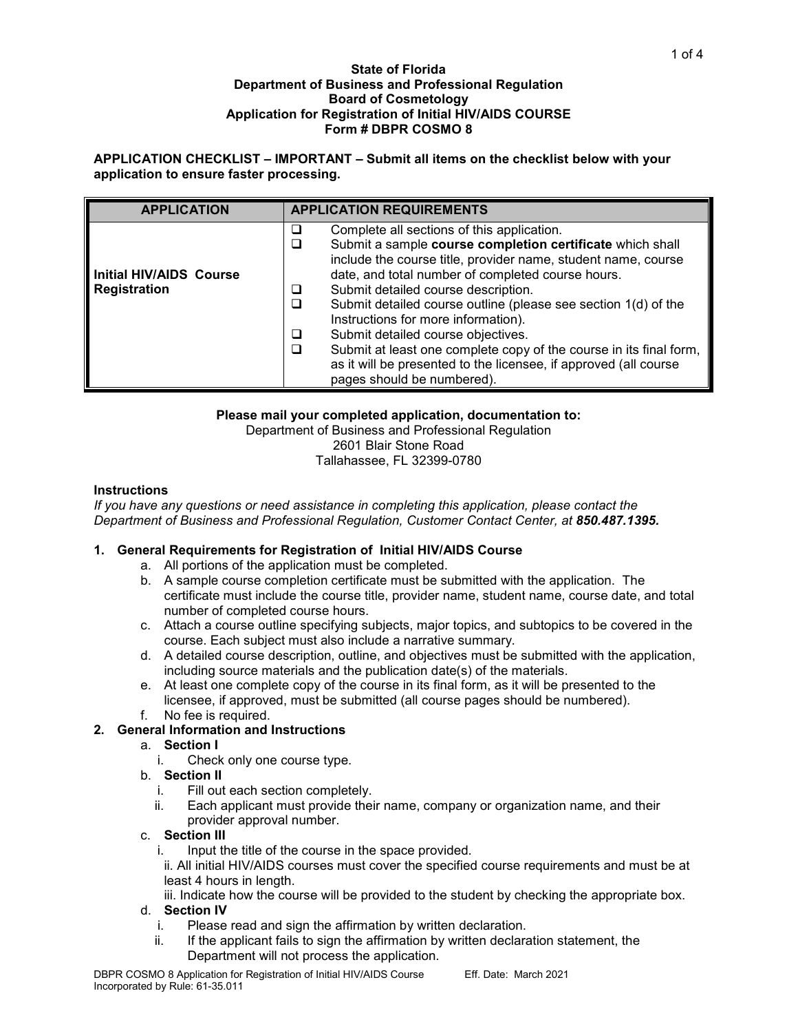**State of Florida**
**Department of Business and Professional Regulation**
**Board of Cosmetology**
**Application for Registration of Initial HIV/AIDS COURSE**
**Form # DBPR COSMO 8**

**APPLICATION CHECKLIST – IMPORTANT – Submit all items on the checklist below with your application to ensure faster processing.**

| APPLICATION | APPLICATION REQUIREMENTS |
|---|---|
| **Initial HIV/AIDS Course Registration** | ☐ Complete all sections of this application.<br>☐ Submit a sample **course completion certificate** which shall include the course title, provider name, student name, course date, and total number of completed course hours.<br>☐ Submit detailed course description.<br>☐ Submit detailed course outline (please see section 1(d) of the Instructions for more information).<br>☐ Submit detailed course objectives.<br>☐ Submit at least one complete copy of the course in its final form, as it will be presented to the licensee, if approved (all course pages should be numbered). |

**Please mail your completed application, documentation to:**
Department of Business and Professional Regulation
2601 Blair Stone Road
Tallahassee, FL 32399-0780

**Instructions**

*If you have any questions or need assistance in completing this application, please contact the Department of Business and Professional Regulation, Customer Contact Center, at* ***850.487.1395.***

1. **General Requirements for Registration of Initial HIV/AIDS Course**
   a. All portions of the application must be completed.
   b. A sample course completion certificate must be submitted with the application. The certificate must include the course title, provider name, student name, course date, and total number of completed course hours.
   c. Attach a course outline specifying subjects, major topics, and subtopics to be covered in the course. Each subject must also include a narrative summary.
   d. A detailed course description, outline, and objectives must be submitted with the application, including source materials and the publication date(s) of the materials.
   e. At least one complete copy of the course in its final form, as it will be presented to the licensee, if approved, must be submitted (all course pages should be numbered).
   f. No fee is required.
2. **General Information and Instructions**
   a. **Section I**
      i. Check only one course type.
   b. **Section II**
      i. Fill out each section completely.
      ii. Each applicant must provide their name, company or organization name, and their provider approval number.
   c. **Section III**
      i. Input the title of the course in the space provided.
      ii. All initial HIV/AIDS courses must cover the specified course requirements and must be at least 4 hours in length.
      iii. Indicate how the course will be provided to the student by checking the appropriate box.
   d. **Section IV**
      i. Please read and sign the affirmation by written declaration.
      ii. If the applicant fails to sign the affirmation by written declaration statement, the Department will not process the application.

DBPR COSMO 8 Application for Registration of Initial HIV/AIDS Course Eff. Date: March 2021
Incorporated by Rule: 61-35.011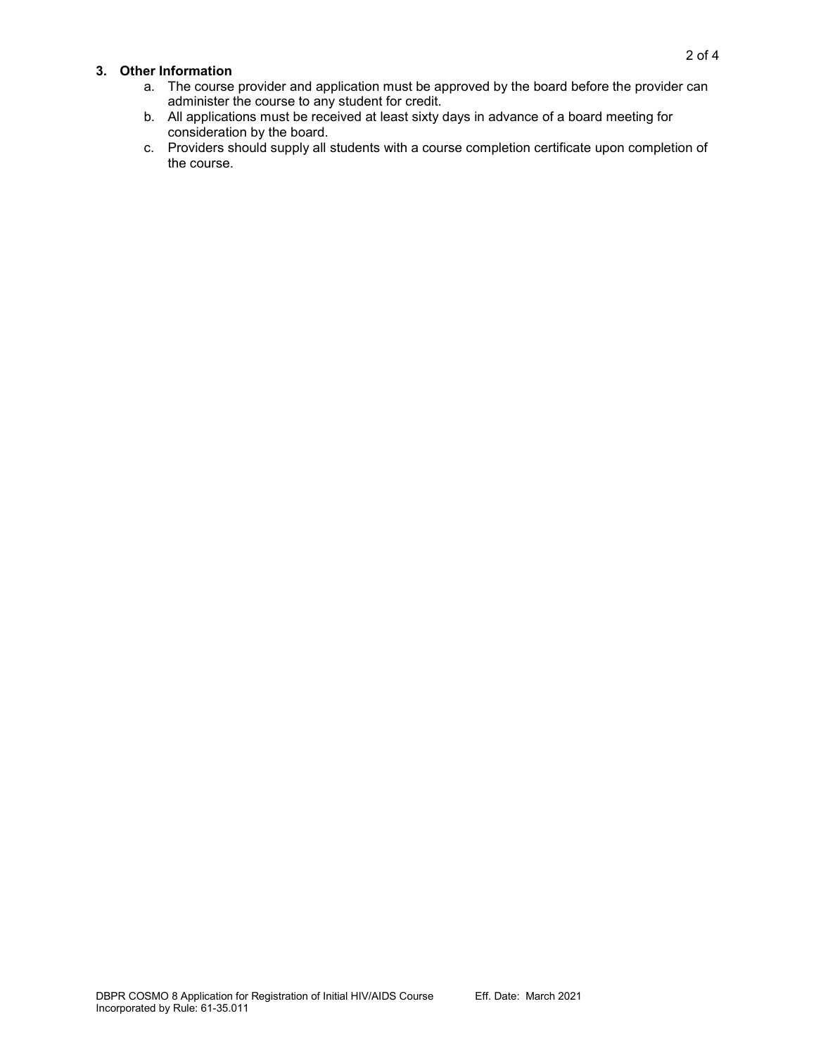### 3. Other Information

a. The course provider and application must be approved by the board before the provider can administer the course to any student for credit.
b. All applications must be received at least sixty days in advance of a board meeting for consideration by the board.
c. Providers should supply all students with a course completion certificate upon completion of the course.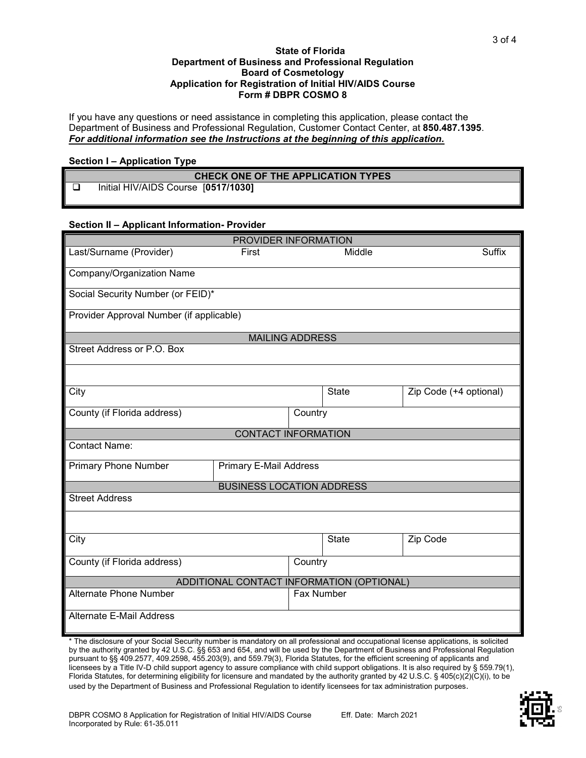**State of Florida**
**Department of Business and Professional Regulation**
**Board of Cosmetology**
**Application for Registration of Initial HIV/AIDS Course**
**Form # DBPR COSMO 8**

If you have any questions or need assistance in completing this application, please contact the Department of Business and Professional Regulation, Customer Contact Center, at **850.487.1395**.
***For additional information see the Instructions at the beginning of this application.***

### Section I – Application Type

| CHECK ONE OF THE APPLICATION TYPES |
|---|
| ☐ Initial HIV/AIDS Course [**0517/1030]** |

### Section II – Applicant Information- Provider

| PROVIDER INFORMATION | | | |
|---|---|---|---|
| Last/Surname (Provider) | First | Middle | Suffix |
| Company/Organization Name | | | |
| Social Security Number (or FEID)* | | | |
| Provider Approval Number (if applicable) | | | |
| **MAILING ADDRESS** | | | |
| Street Address or P.O. Box | | | |
| | | | |
| City | | State | Zip Code (+4 optional) |
| County (if Florida address) | Country | | |
| **CONTACT INFORMATION** | | | |
| Contact Name: | | | |
| Primary Phone Number | Primary E-Mail Address | | |
| **BUSINESS LOCATION ADDRESS** | | | |
| Street Address | | | |
| | | | |
| City | | State | Zip Code |
| County (if Florida address) | Country | | |
| **ADDITIONAL CONTACT INFORMATION (OPTIONAL)** | | | |
| Alternate Phone Number | Fax Number | | |
| Alternate E-Mail Address | | | |

* The disclosure of your Social Security number is mandatory on all professional and occupational license applications, is solicited by the authority granted by 42 U.S.C. §§ 653 and 654, and will be used by the Department of Business and Professional Regulation pursuant to §§ 409.2577, 409.2598, 455.203(9), and 559.79(3), Florida Statutes, for the efficient screening of applicants and licensees by a Title IV-D child support agency to assure compliance with child support obligations. It is also required by § 559.79(1), Florida Statutes, for determining eligibility for licensure and mandated by the authority granted by 42 U.S.C. § 405(c)(2)(C)(i), to be used by the Department of Business and Professional Regulation to identify licensees for tax administration purposes.

DBPR COSMO 8 Application for Registration of Initial HIV/AIDS Course Eff. Date: March 2021
Incorporated by Rule: 61-35.011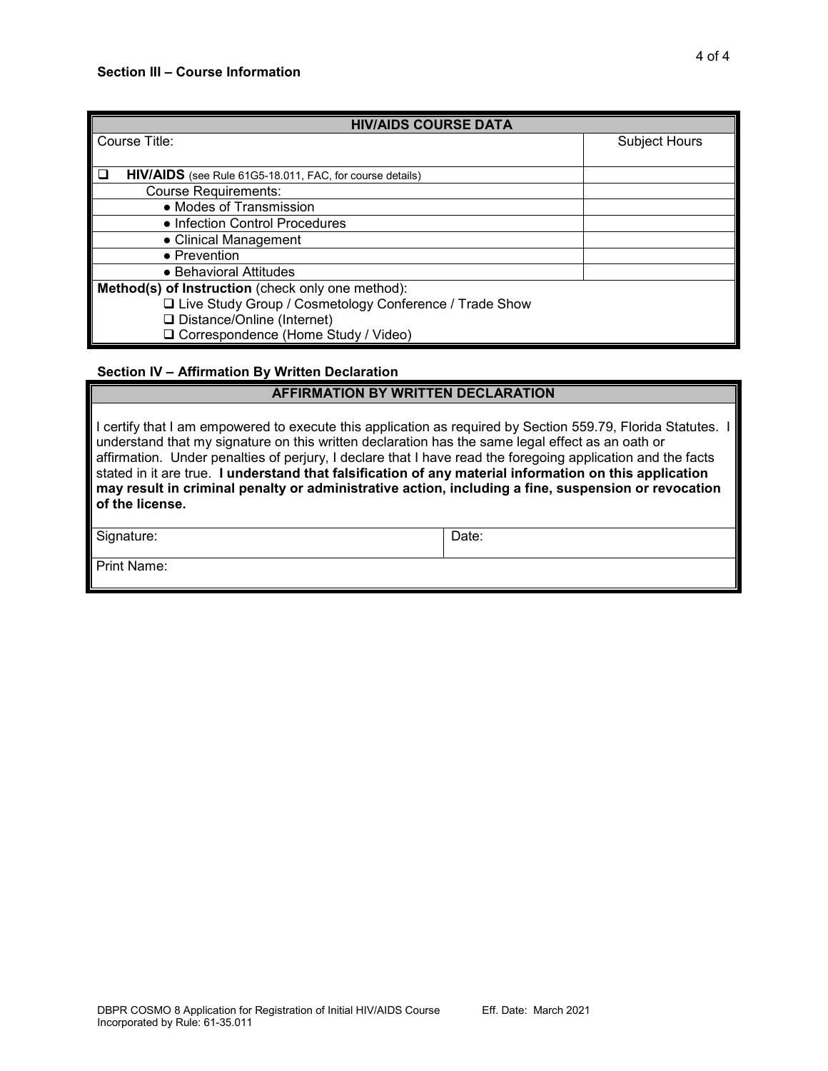### Section III – Course Information

| HIV/AIDS COURSE DATA | |
|---|---|
| Course Title: | Subject Hours |
| ☐ **HIV/AIDS** (see Rule 61G5-18.011, FAC, for course details) | |
| Course Requirements: | |
| • Modes of Transmission | |
| • Infection Control Procedures | |
| • Clinical Management | |
| • Prevention | |
| • Behavioral Attitudes | |
| **Method(s) of Instruction** (check only one method): ☐ Live Study Group / Cosmetology Conference / Trade Show ☐ Distance/Online (Internet) ☐ Correspondence (Home Study / Video) | |

### Section IV – Affirmation By Written Declaration

| AFFIRMATION BY WRITTEN DECLARATION | |
|---|---|
| I certify that I am empowered to execute this application as required by Section 559.79, Florida Statutes. I understand that my signature on this written declaration has the same legal effect as an oath or affirmation. Under penalties of perjury, I declare that I have read the foregoing application and the facts stated in it are true. **I understand that falsification of any material information on this application may result in criminal penalty or administrative action, including a fine, suspension or revocation of the license.** | |
| Signature: | Date: |
| Print Name: | |

DBPR COSMO 8 Application for Registration of Initial HIV/AIDS Course Eff. Date: March 2021
Incorporated by Rule: 61-35.011